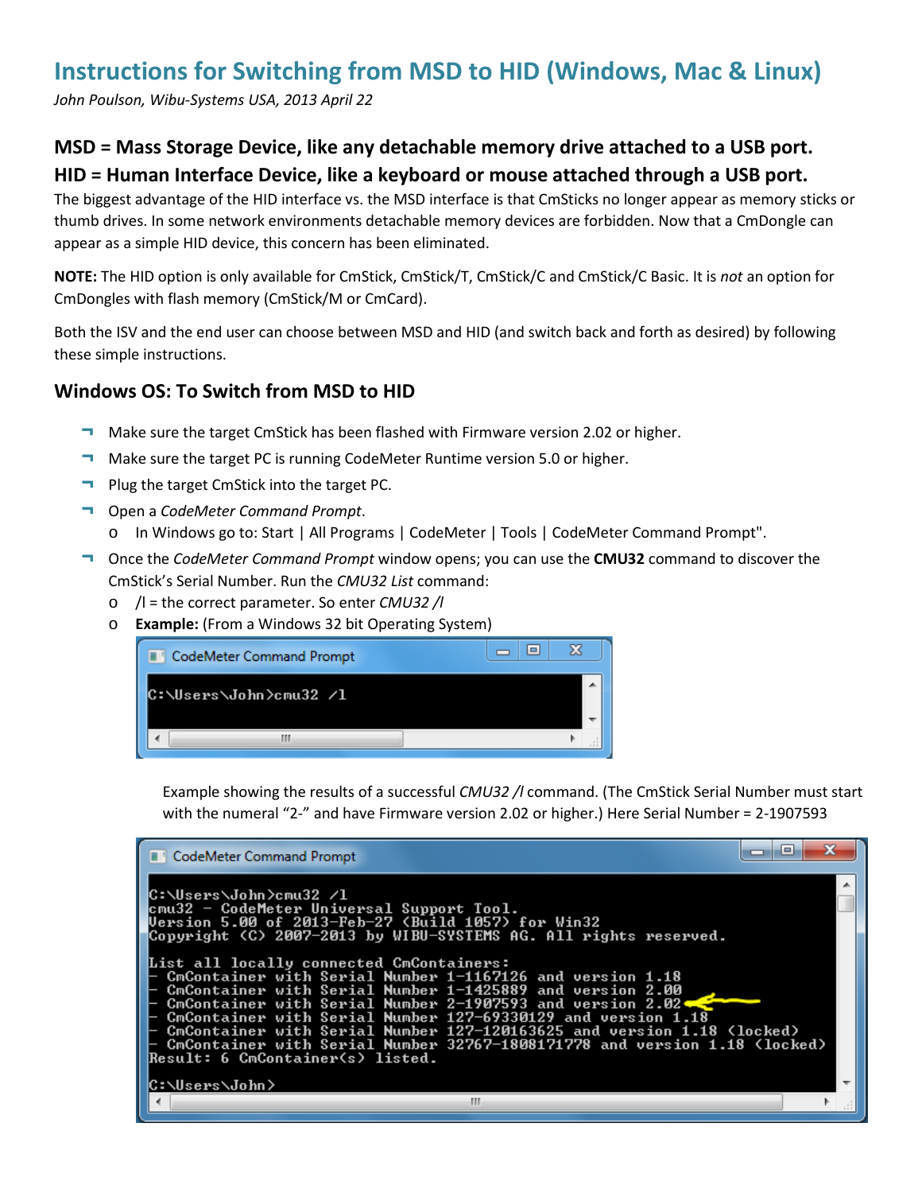# Instructions for Switching from MSD to HID (Windows, Mac & Linux)

*John Poulson, Wibu-Systems USA, 2013 April 22*

## MSD = Mass Storage Device, like any detachable memory drive attached to a USB port.

## HID = Human Interface Device, like a keyboard or mouse attached through a USB port.

The biggest advantage of the HID interface vs. the MSD interface is that CmSticks no longer appear as memory sticks or thumb drives. In some network environments detachable memory devices are forbidden. Now that a CmDongle can appear as a simple HID device, this concern has been eliminated.

**NOTE:** The HID option is only available for CmStick, CmStick/T, CmStick/C and CmStick/C Basic. It is *not* an option for CmDongles with flash memory (CmStick/M or CmCard).

Both the ISV and the end user can choose between MSD and HID (and switch back and forth as desired) by following these simple instructions.

## Windows OS: To Switch from MSD to HID

- Make sure the target CmStick has been flashed with Firmware version 2.02 or higher.
- Make sure the target PC is running CodeMeter Runtime version 5.0 or higher.
- Plug the target CmStick into the target PC.
- Open a *CodeMeter Command Prompt*.
  - In Windows go to: Start | All Programs | CodeMeter | Tools | CodeMeter Command Prompt".
- Once the *CodeMeter Command Prompt* window opens; you can use the **CMU32** command to discover the CmStick's Serial Number. Run the *CMU32 List* command:
  - /l = the correct parameter. So enter *CMU32 /l*
  - **Example:** (From a Windows 32 bit Operating System)

```
CodeMeter Command Prompt

C:\Users\John>cmu32 /l
```

Example showing the results of a successful *CMU32 /l* command. (The CmStick Serial Number must start with the numeral "2-" and have Firmware version 2.02 or higher.) Here Serial Number = 2-1907593

```
CodeMeter Command Prompt

C:\Users\John>cmu32 /l
cmu32 - CodeMeter Universal Support Tool.
Version 5.00 of 2013-Feb-27 (Build 1057) for Win32
Copyright (C) 2007-2013 by WIBU-SYSTEMS AG. All rights reserved.

List all locally connected CmContainers:
- CmContainer with Serial Number 1-1167126 and version 1.18
- CmContainer with Serial Number 1-1425889 and version 2.00
- CmContainer with Serial Number 2-1907593 and version 2.02
- CmContainer with Serial Number 127-69330129 and version 1.18
- CmContainer with Serial Number 127-120163625 and version 1.18 (locked)
- CmContainer with Serial Number 32767-1808171778 and version 1.18 (locked)
Result: 6 CmContainer(s) listed.

C:\Users\John>
```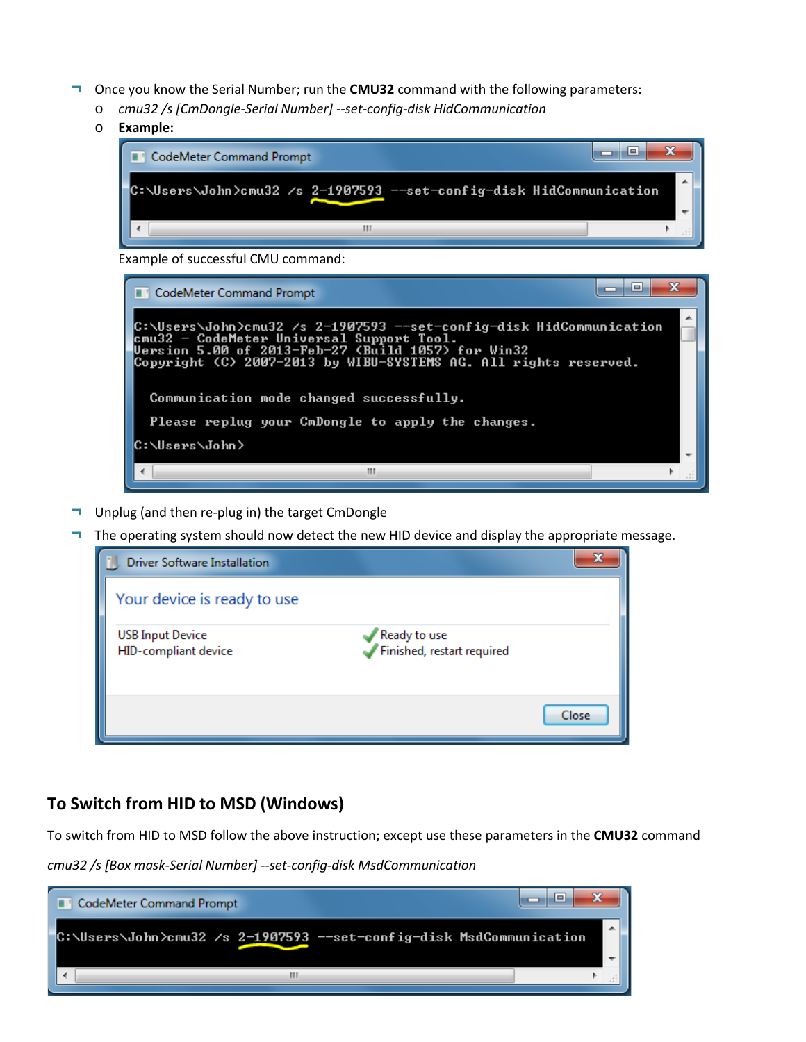- Once you know the Serial Number; run the **CMU32** command with the following parameters:
  - *cmu32 /s [CmDongle-Serial Number] --set-config-disk HidCommunication*
  - **Example:**

```
C:\Users\John>cmu32 /s 2-1907593 --set-config-disk HidCommunication
```

Example of successful CMU command:

```
C:\Users\John>cmu32 /s 2-1907593 --set-config-disk HidCommunication
cmu32 - CodeMeter Universal Support Tool.
Version 5.00 of 2013-Feb-27 (Build 1057) for Win32
Copyright (C) 2007-2013 by WIBU-SYSTEMS AG. All rights reserved.

  Communication mode changed successfully.

  Please replug your CmDongle to apply the changes.

C:\Users\John>
```

- Unplug (and then re-plug in) the target CmDongle
- The operating system should now detect the new HID device and display the appropriate message.

Driver Software Installation

Your device is ready to use

| | |
|---|---|
| USB Input Device | Ready to use |
| HID-compliant device | Finished, restart required |

Close

## To Switch from HID to MSD (Windows)

To switch from HID to MSD follow the above instruction; except use these parameters in the **CMU32** command

*cmu32 /s [Box mask-Serial Number] --set-config-disk MsdCommunication*

```
C:\Users\John>cmu32 /s 2-1907593 --set-config-disk MsdCommunication
```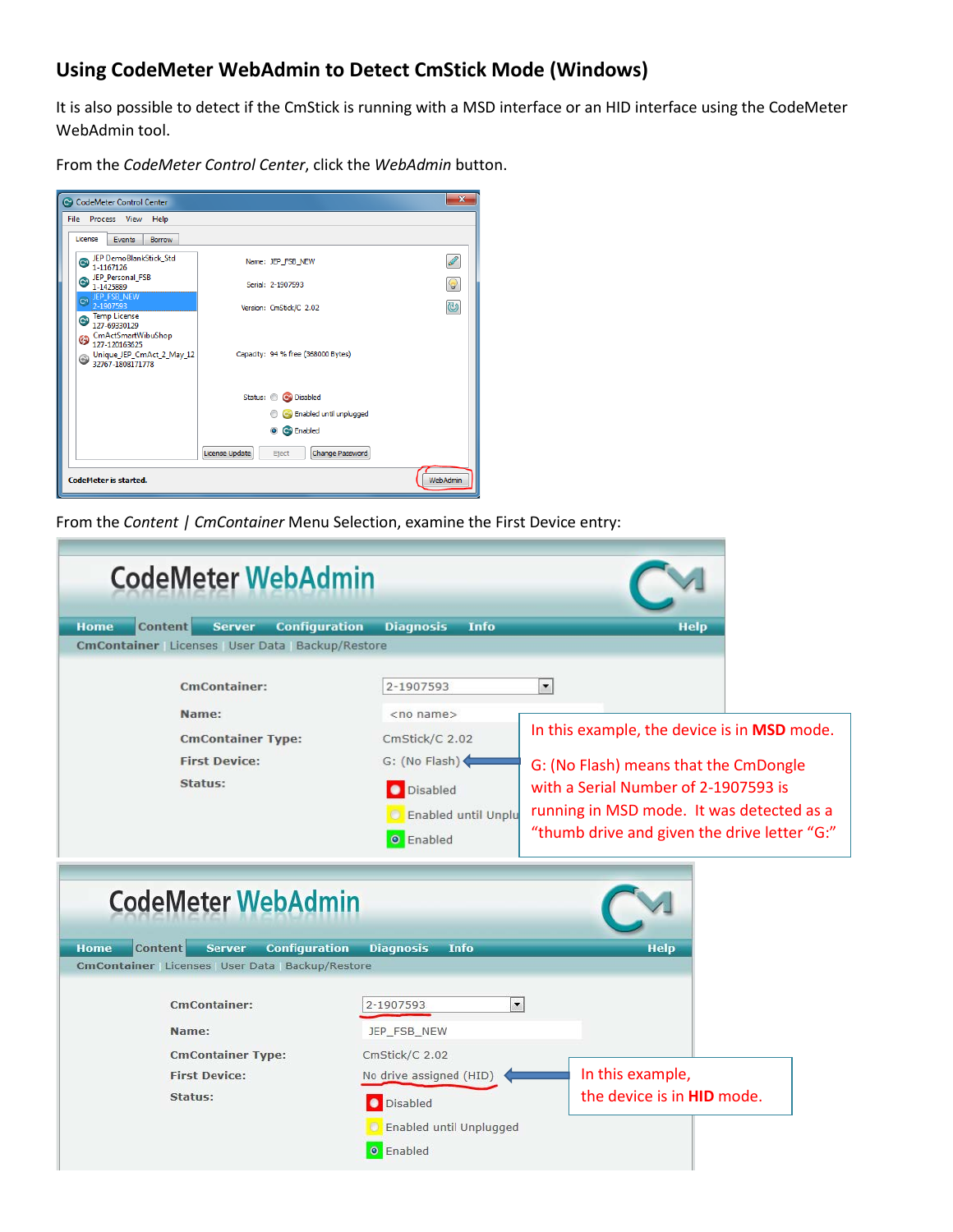## Using CodeMeter WebAdmin to Detect CmStick Mode (Windows)

It is also possible to detect if the CmStick is running with a MSD interface or an HID interface using the CodeMeter WebAdmin tool.

From the *CodeMeter Control Center*, click the *WebAdmin* button.

From the *Content | CmContainer* Menu Selection, examine the First Device entry:

In this example, the device is in **MSD** mode.

G: (No Flash) means that the CmDongle with a Serial Number of 2-1907593 is running in MSD mode. It was detected as a "thumb drive and given the drive letter "G:"

In this example, the device is in **HID** mode.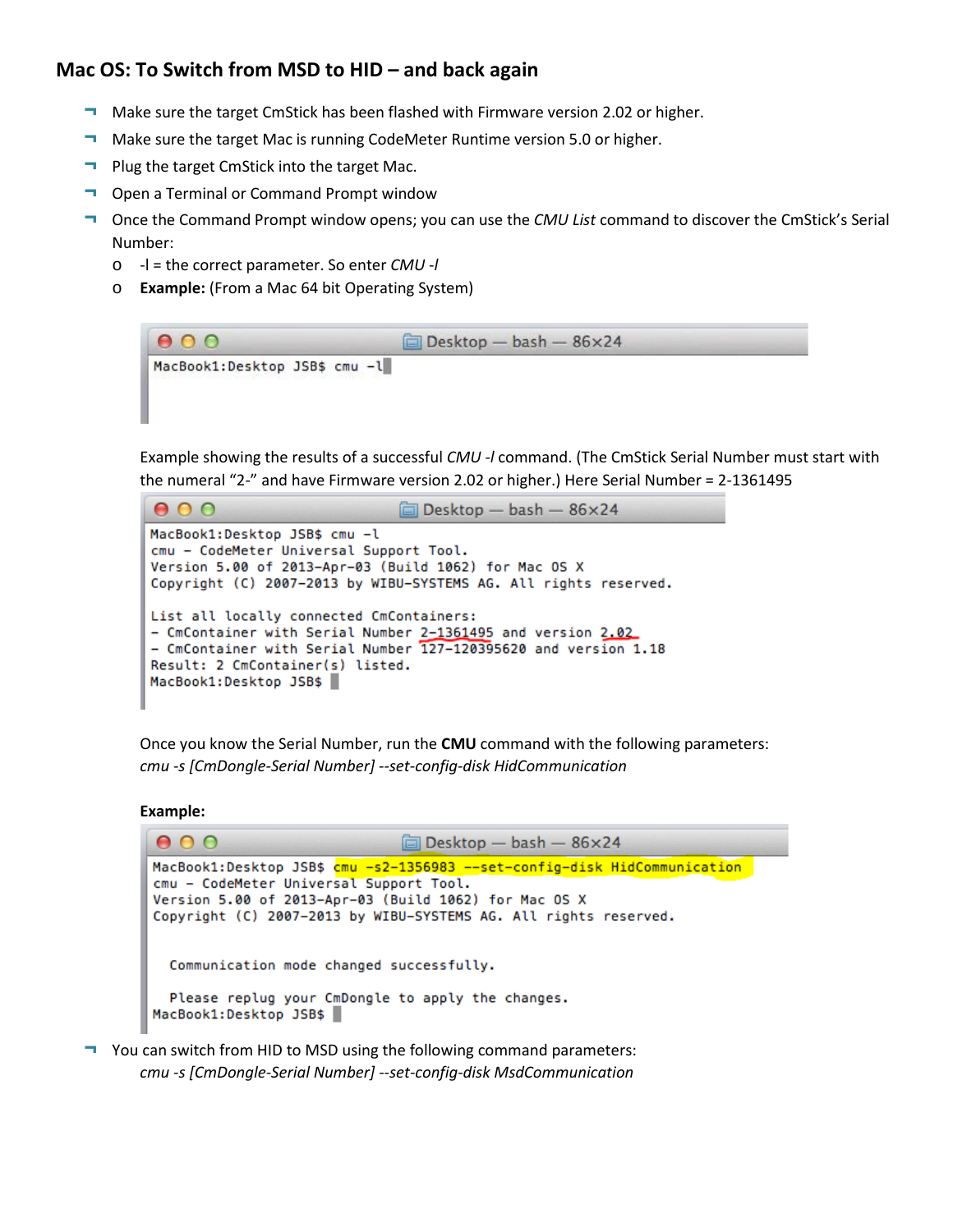## Mac OS: To Switch from MSD to HID – and back again

- Make sure the target CmStick has been flashed with Firmware version 2.02 or higher.
- Make sure the target Mac is running CodeMeter Runtime version 5.0 or higher.
- Plug the target CmStick into the target Mac.
- Open a Terminal or Command Prompt window
- Once the Command Prompt window opens; you can use the *CMU List* command to discover the CmStick's Serial Number:
  - -l = the correct parameter. So enter *CMU -l*
  - **Example:** (From a Mac 64 bit Operating System)

```
Desktop — bash — 86×24
MacBook1:Desktop JSB$ cmu -l
```

Example showing the results of a successful *CMU -l* command. (The CmStick Serial Number must start with the numeral "2-" and have Firmware version 2.02 or higher.) Here Serial Number = 2-1361495

```
Desktop — bash — 86×24
MacBook1:Desktop JSB$ cmu -l
cmu - CodeMeter Universal Support Tool.
Version 5.00 of 2013-Apr-03 (Build 1062) for Mac OS X
Copyright (C) 2007-2013 by WIBU-SYSTEMS AG. All rights reserved.

List all locally connected CmContainers:
- CmContainer with Serial Number 2-1361495 and version 2.02
- CmContainer with Serial Number 127-120395620 and version 1.18
Result: 2 CmContainer(s) listed.
MacBook1:Desktop JSB$
```

Once you know the Serial Number, run the **CMU** command with the following parameters:
*cmu -s [CmDongle-Serial Number] --set-config-disk HidCommunication*

**Example:**

```
Desktop — bash — 86×24
MacBook1:Desktop JSB$ cmu -s2-1356983 --set-config-disk HidCommunication
cmu - CodeMeter Universal Support Tool.
Version 5.00 of 2013-Apr-03 (Build 1062) for Mac OS X
Copyright (C) 2007-2013 by WIBU-SYSTEMS AG. All rights reserved.


  Communication mode changed successfully.

  Please replug your CmDongle to apply the changes.
MacBook1:Desktop JSB$
```

- You can switch from HID to MSD using the following command parameters:
  *cmu -s [CmDongle-Serial Number] --set-config-disk MsdCommunication*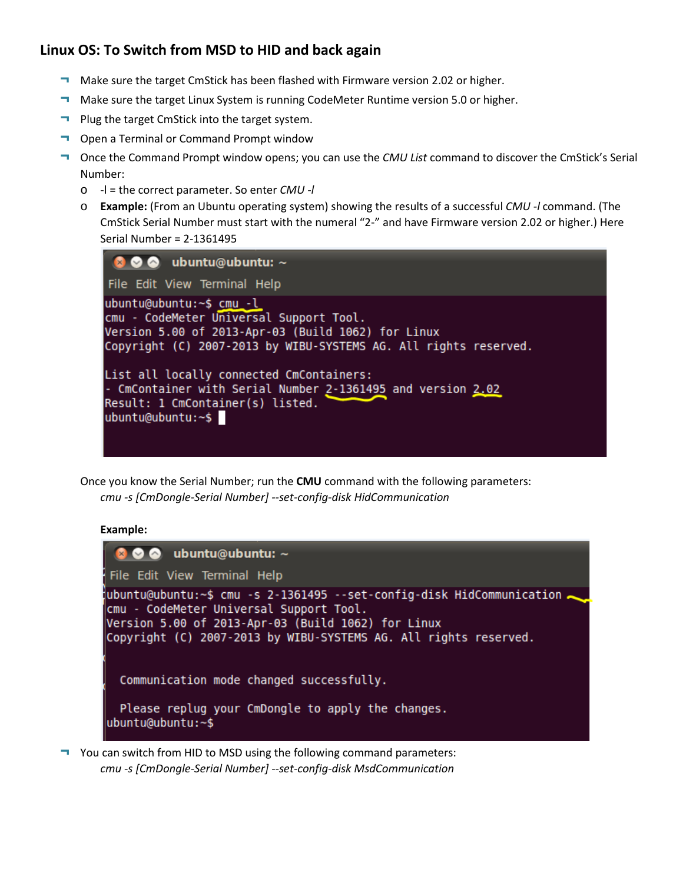## Linux OS: To Switch from MSD to HID and back again

- Make sure the target CmStick has been flashed with Firmware version 2.02 or higher.
- Make sure the target Linux System is running CodeMeter Runtime version 5.0 or higher.
- Plug the target CmStick into the target system.
- Open a Terminal or Command Prompt window
- Once the Command Prompt window opens; you can use the *CMU List* command to discover the CmStick's Serial Number:
  - -l = the correct parameter. So enter *CMU -l*
  - **Example:** (From an Ubuntu operating system) showing the results of a successful *CMU -l* command. (The CmStick Serial Number must start with the numeral "2-" and have Firmware version 2.02 or higher.) Here Serial Number = 2-1361495

```
ubuntu@ubuntu: ~
File  Edit  View  Terminal  Help
ubuntu@ubuntu:~$ cmu -l
cmu - CodeMeter Universal Support Tool.
Version 5.00 of 2013-Apr-03 (Build 1062) for Linux
Copyright (C) 2007-2013 by WIBU-SYSTEMS AG. All rights reserved.

List all locally connected CmContainers:
- CmContainer with Serial Number 2-1361495 and version 2.02
Result: 1 CmContainer(s) listed.
ubuntu@ubuntu:~$
```

Once you know the Serial Number; run the **CMU** command with the following parameters:
*cmu -s [CmDongle-Serial Number] --set-config-disk HidCommunication*

**Example:**

```
ubuntu@ubuntu: ~
File  Edit  View  Terminal  Help
ubuntu@ubuntu:~$ cmu -s 2-1361495 --set-config-disk HidCommunication
cmu - CodeMeter Universal Support Tool.
Version 5.00 of 2013-Apr-03 (Build 1062) for Linux
Copyright (C) 2007-2013 by WIBU-SYSTEMS AG. All rights reserved.


  Communication mode changed successfully.

  Please replug your CmDongle to apply the changes.
ubuntu@ubuntu:~$
```

- You can switch from HID to MSD using the following command parameters:
  *cmu -s [CmDongle-Serial Number] --set-config-disk MsdCommunication*